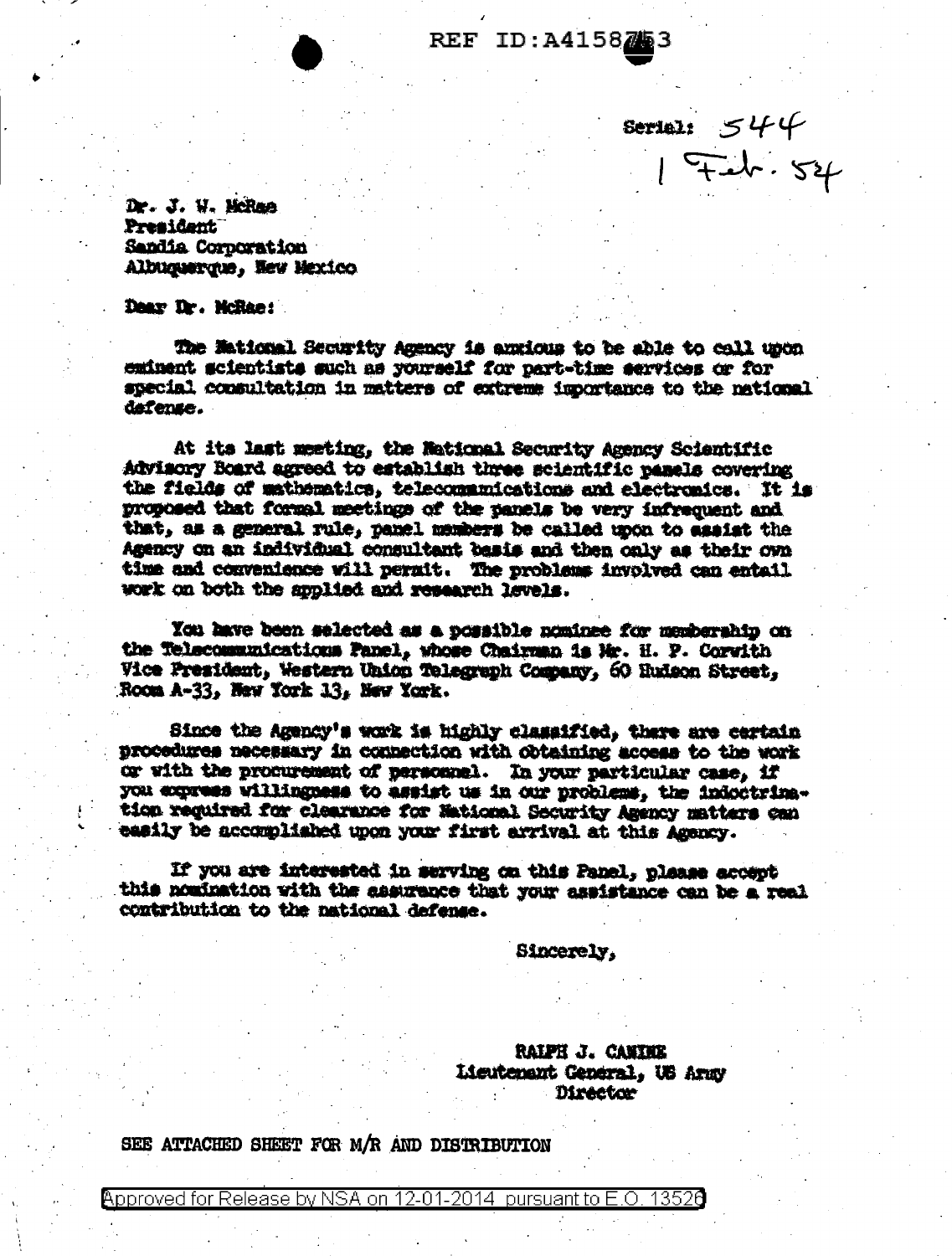REF ID:A4158753

Serial: 544
1 Feb. 54

Dr. J. W. McRae
President
Sandia Corporation
Albuquerque, New Mexico

Dear Dr. McRae:

The National Security Agency is anxious to be able to call upon eminent scientists such as yourself for part-time services or for special consultation in matters of extreme importance to the national defense.

At its last meeting, the National Security Agency Scientific Advisory Board agreed to establish three scientific panels covering the fields of mathematics, telecommunications and electronics. It is proposed that formal meetings of the panels be very infrequent and that, as a general rule, panel members be called upon to assist the Agency on an individual consultant basis and then only as their own time and convenience will permit. The problems involved can entail work on both the applied and research levels.

You have been selected as a possible nominee for membership on the Telecommunications Panel, whose Chairman is Mr. H. P. Corwith Vice President, Western Union Telegraph Company, 60 Hudson Street, Room A-33, New York 13, New York.

Since the Agency's work is highly classified, there are certain procedures necessary in connection with obtaining access to the work or with the procurement of personnel. In your particular case, if you express willingness to assist us in our problems, the indoctrination required for clearance for National Security Agency matters can easily be accomplished upon your first arrival at this Agency.

If you are interested in serving on this Panel, please accept this nomination with the assurance that your assistance can be a real contribution to the national defense.

Sincerely,

RALPH J. CANINE
Lieutenant General, US Army
Director

SEE ATTACHED SHEET FOR M/R AND DISTRIBUTION

Approved for Release by NSA on 12-01-2014 pursuant to E.O. 13526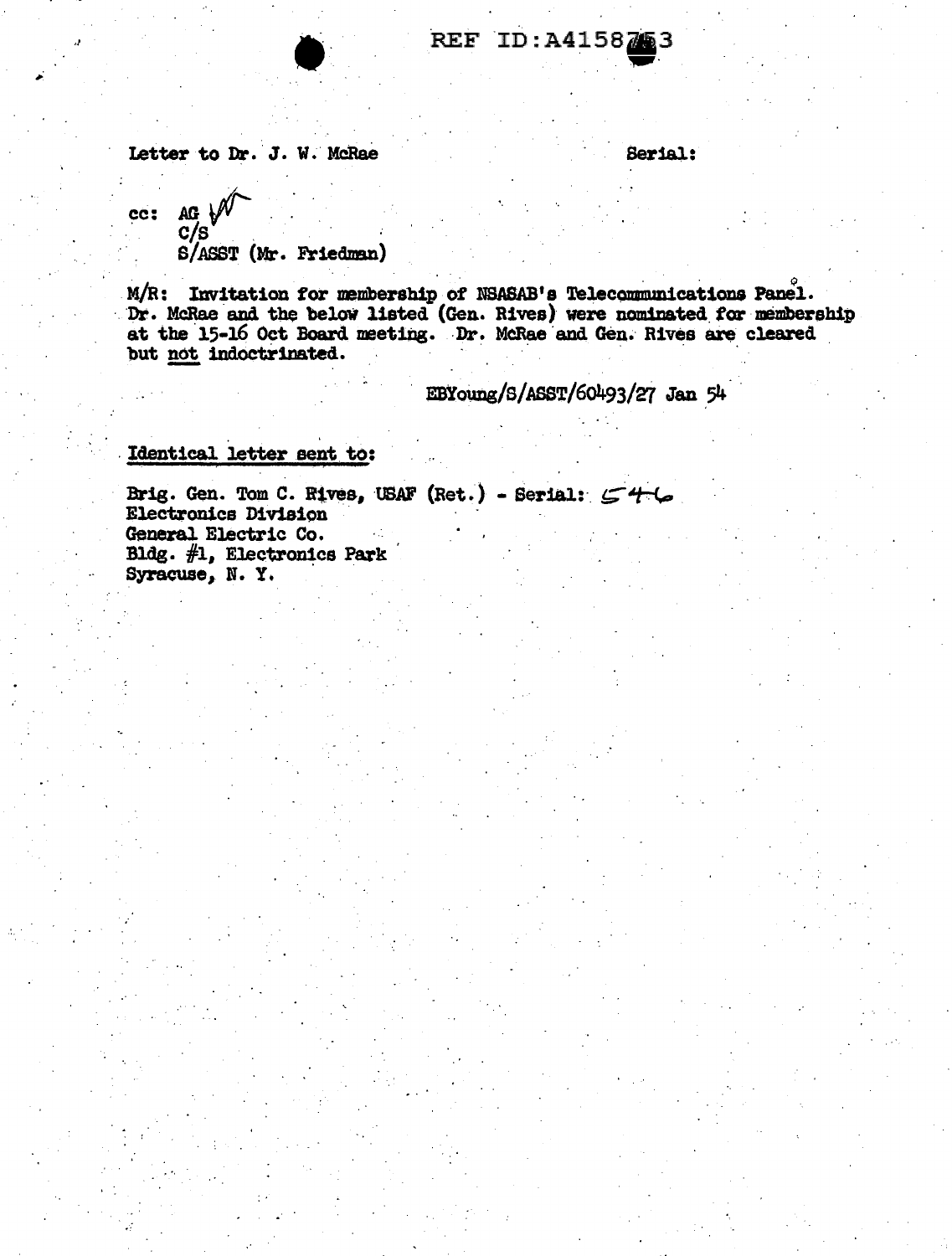REF ID:A4158753

Letter to Dr. J. W. McRae

Serial:

cc: AG
C/S
S/ASST (Mr. Friedman)

M/R: Invitation for membership of NSASAB's Telecommunications Panel. Dr. McRae and the below listed (Gen. Rives) were nominated for membership at the 15-16 Oct Board meeting. Dr. McRae and Gen. Rives are cleared but not indoctrinated.

EBYoung/S/ASST/60493/27 Jan 54

Identical letter sent to:

Brig. Gen. Tom C. Rives, USAF (Ret.) - Serial: 546
Electronics Division
General Electric Co.
Bldg. #1, Electronics Park
Syracuse, N. Y.